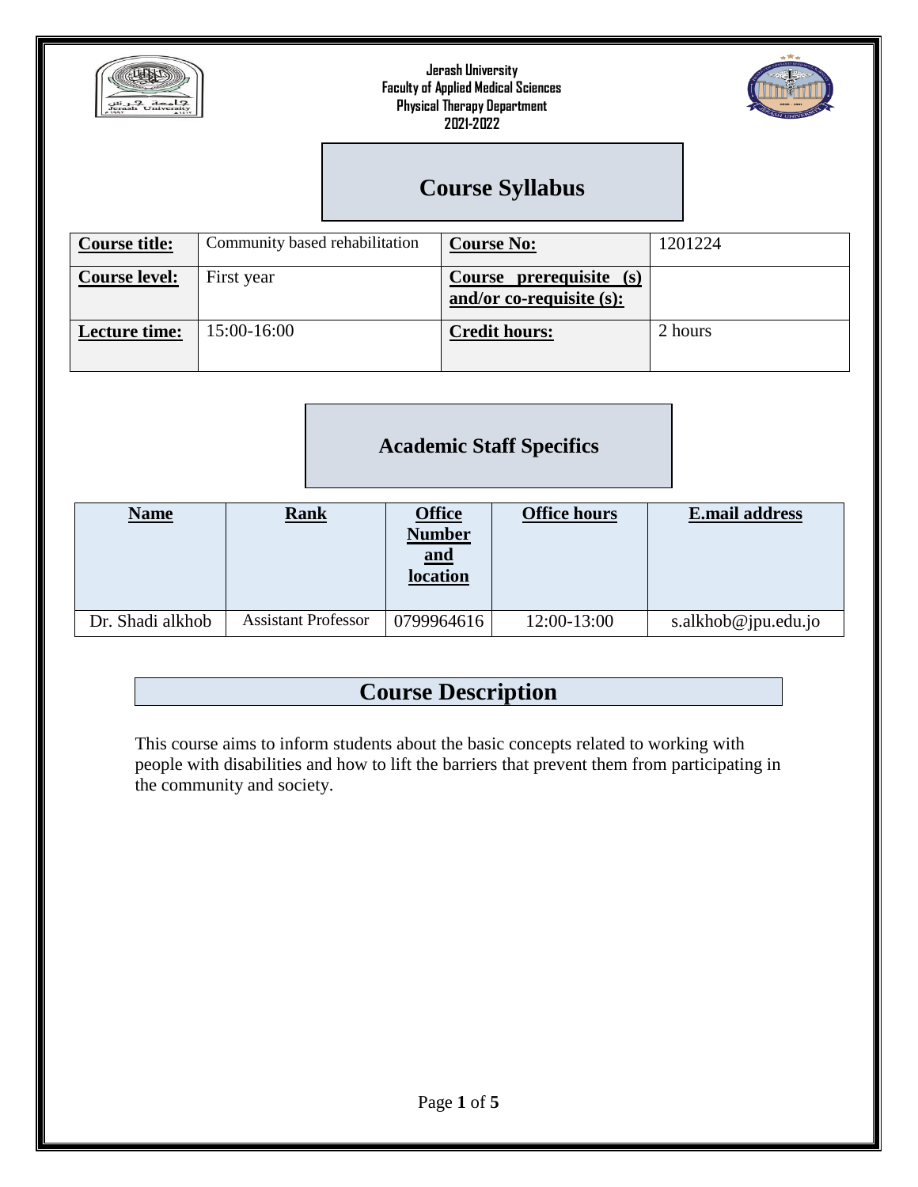Jerash University
Faculty of Applied Medical Sciences
Physical Therapy Department
2021-2022

# Course Syllabus

| **Course title:** | Community based rehabilitation | **Course No:** | 1201224 |
|---|---|---|---|
| **Course level:** | First year | **Course prerequisite (s) and/or co-requisite (s):** | |
| **Lecture time:** | 15:00-16:00 | **Credit hours:** | 2 hours |

## Academic Staff Specifics

| **Name** | **Rank** | **Office Number and location** | **Office hours** | **E.mail address** |
|---|---|---|---|---|
| Dr. Shadi alkhob | Assistant Professor | 0799964616 | 12:00-13:00 | s.alkhob@jpu.edu.jo |

## Course Description

This course aims to inform students about the basic concepts related to working with people with disabilities and how to lift the barriers that prevent them from participating in the community and society.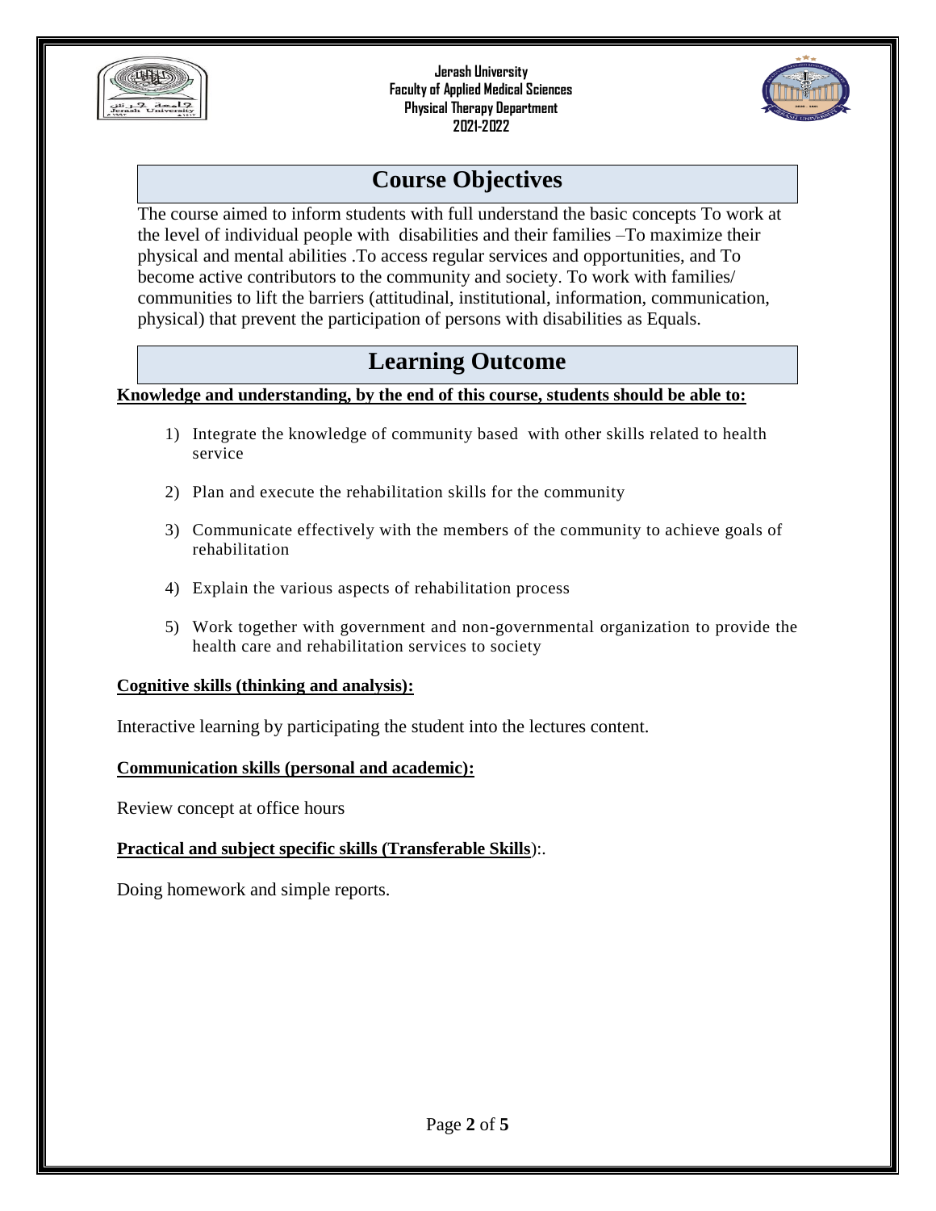## Course Objectives

The course aimed to inform students with full understand the basic concepts To work at the level of individual people with disabilities and their families –To maximize their physical and mental abilities .To access regular services and opportunities, and To become active contributors to the community and society. To work with families/ communities to lift the barriers (attitudinal, institutional, information, communication, physical) that prevent the participation of persons with disabilities as Equals.

## Learning Outcome

**Knowledge and understanding, by the end of this course, students should be able to:**

1) Integrate the knowledge of community based with other skills related to health service
2) Plan and execute the rehabilitation skills for the community
3) Communicate effectively with the members of the community to achieve goals of rehabilitation
4) Explain the various aspects of rehabilitation process
5) Work together with government and non-governmental organization to provide the health care and rehabilitation services to society

**Cognitive skills (thinking and analysis):**

Interactive learning by participating the student into the lectures content.

**Communication skills (personal and academic):**

Review concept at office hours

**Practical and subject specific skills (Transferable Skills**):.

Doing homework and simple reports.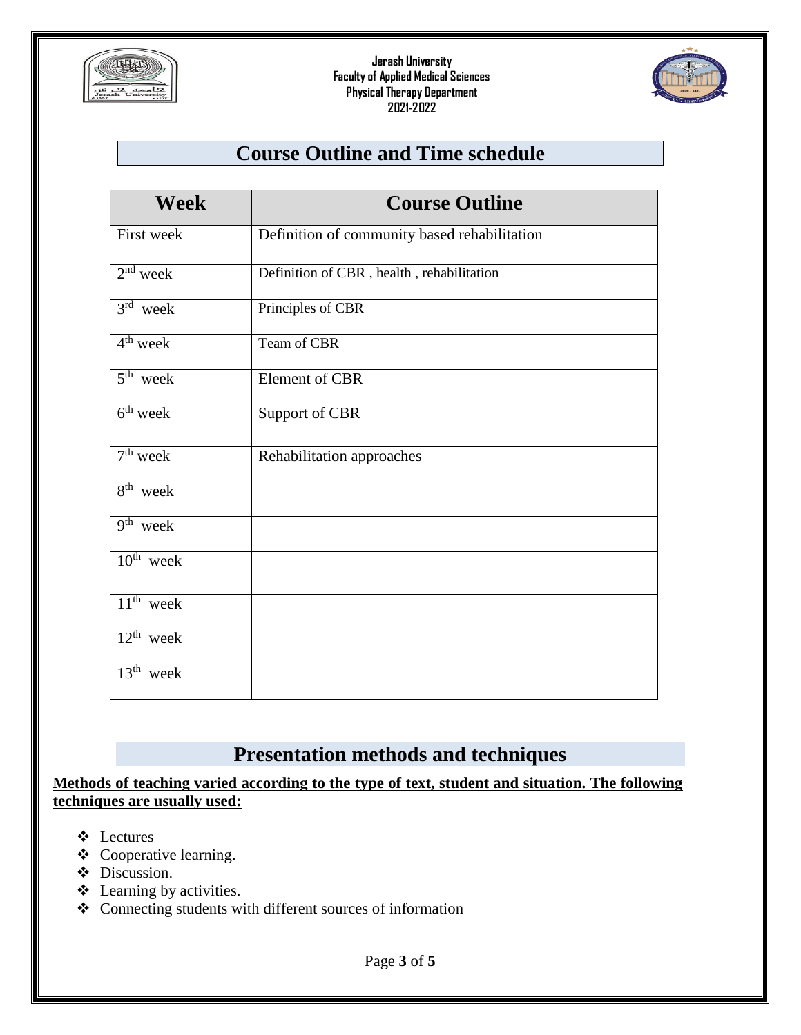## Course Outline and Time schedule

| Week | Course Outline |
|---|---|
| First week | Definition of community based rehabilitation |
| 2nd week | Definition of CBR , health , rehabilitation |
| 3rd week | Principles of CBR |
| 4th week | Team of CBR |
| 5th week | Element of CBR |
| 6th week | Support of CBR |
| 7th week | Rehabilitation approaches |
| 8th week | |
| 9th week | |
| 10th week | |
| 11th week | |
| 12th week | |
| 13th week | |

## Presentation methods and techniques

**Methods of teaching varied according to the type of text, student and situation. The following techniques are usually used:**

- Lectures
- Cooperative learning.
- Discussion.
- Learning by activities.
- Connecting students with different sources of information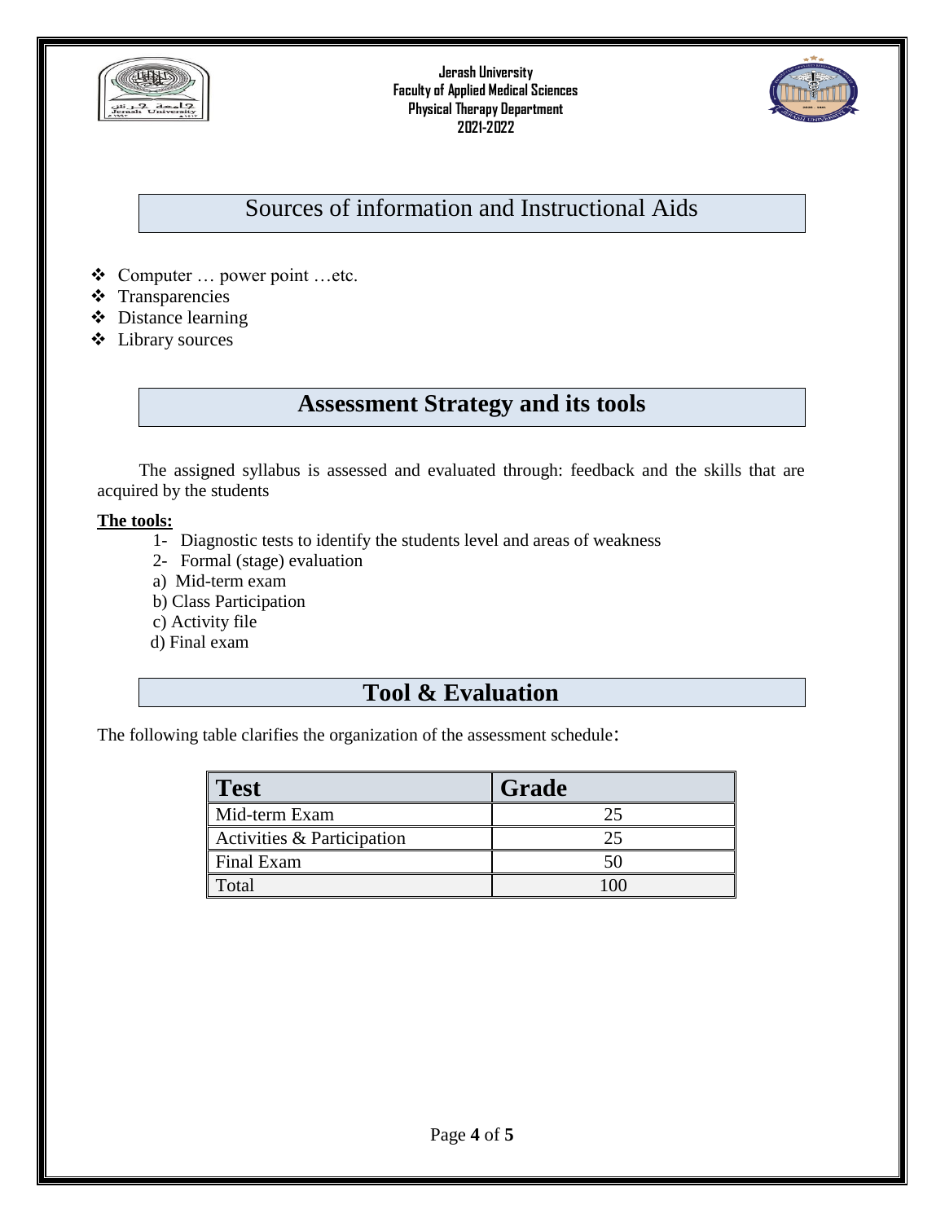Jerash University
Faculty of Applied Medical Sciences
Physical Therapy Department
2021-2022

## Sources of information and Instructional Aids

- Computer … power point …etc.
- Transparencies
- Distance learning
- Library sources

## Assessment Strategy and its tools

The assigned syllabus is assessed and evaluated through: feedback and the skills that are acquired by the students

**The tools:**

1- Diagnostic tests to identify the students level and areas of weakness
2- Formal (stage) evaluation
a) Mid-term exam
b) Class Participation
c) Activity file
d) Final exam

## Tool & Evaluation

The following table clarifies the organization of the assessment schedule:

| Test | Grade |
|---|---|
| Mid-term Exam | 25 |
| Activities & Participation | 25 |
| Final Exam | 50 |
| Total | 100 |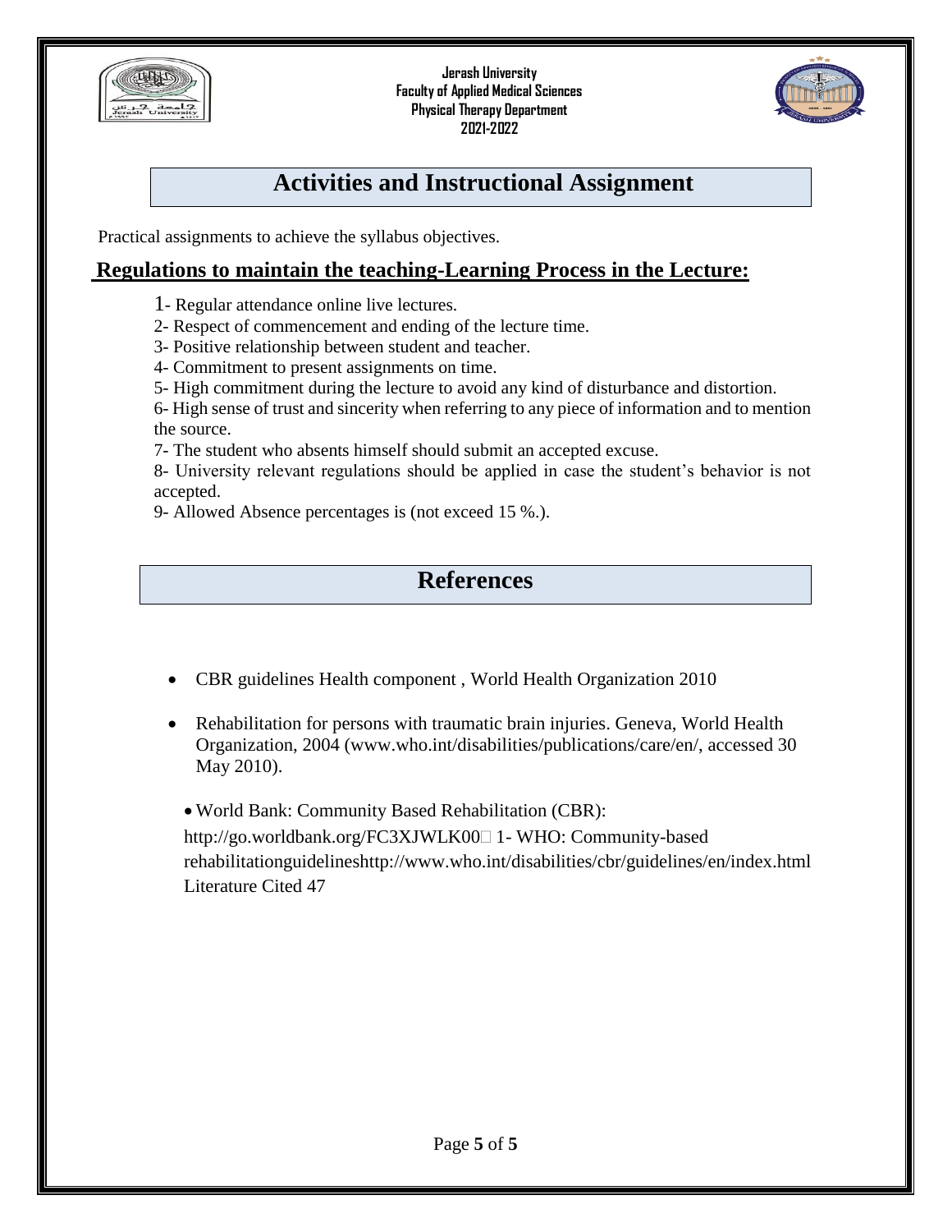## Activities and Instructional Assignment

Practical assignments to achieve the syllabus objectives.

## Regulations to maintain the teaching-Learning Process in the Lecture:

1- Regular attendance online live lectures.

2- Respect of commencement and ending of the lecture time.

3- Positive relationship between student and teacher.

4- Commitment to present assignments on time.

5- High commitment during the lecture to avoid any kind of disturbance and distortion.

6- High sense of trust and sincerity when referring to any piece of information and to mention the source.

7- The student who absents himself should submit an accepted excuse.

8- University relevant regulations should be applied in case the student's behavior is not accepted.

9- Allowed Absence percentages is (not exceed 15 %.).

## References

- CBR guidelines Health component , World Health Organization 2010
- Rehabilitation for persons with traumatic brain injuries. Geneva, World Health Organization, 2004 (www.who.int/disabilities/publications/care/en/, accessed 30 May 2010).
- World Bank: Community Based Rehabilitation (CBR): http://go.worldbank.org/FC3XJWLK00 1- WHO: Community-based rehabilitationguidelineshttp://www.who.int/disabilities/cbr/guidelines/en/index.html Literature Cited 47